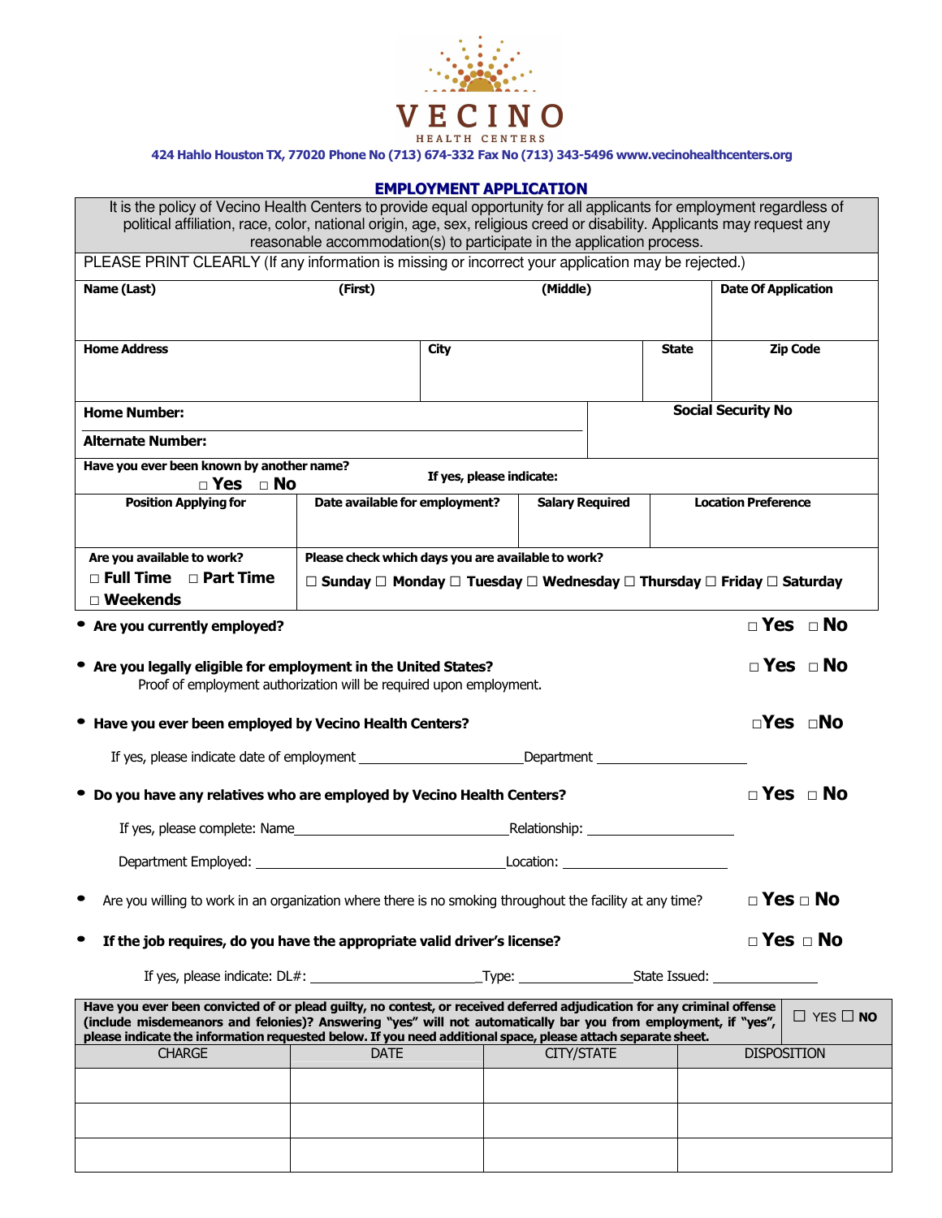# VECINO

HEALTH CENTERS

424 Hahlo Houston TX, 77020 Phone No (713) 674-332 Fax No (713) 343-5496 www.vecinohealthcenters.org

## EMPLOYMENT APPLICATION

It is the policy of Vecino Health Centers to provide equal opportunity for all applicants for employment regardless of political affiliation, race, color, national origin, age, sex, religious creed or disability. Applicants may request any reasonable accommodation(s) to participate in the application process.

PLEASE PRINT CLEARLY (If any information is missing or incorrect your application may be rejected.)

| **Name (Last)** | **(First)** | **(Middle)** | **Date Of Application** |
|---|---|---|---|
| | | | |

| **Home Address** | **City** | **State** | **Zip Code** |
|---|---|---|---|
| | | | |

| **Home Number:** | **Social Security No** |
|---|---|
| **Alternate Number:** | |

**Have you ever been known by another name?** □ **Yes** □ **No** **If yes, please indicate:**

| **Position Applying for** | **Date available for employment?** | **Salary Required** | **Location Preference** |
|---|---|---|---|
| | | | |

| **Are you available to work?** | **Please check which days you are available to work?** |
|---|---|
| □ **Full Time** □ **Part Time** □ **Weekends** | ☐ **Sunday** ☐ **Monday** ☐ **Tuesday** ☐ **Wednesday** ☐ **Thursday** ☐ **Friday** ☐ **Saturday** |

- **Are you currently employed?** □ **Yes** □ **No**
- **Are you legally eligible for employment in the United States?** □ **Yes** □ **No**
  Proof of employment authorization will be required upon employment.
- **Have you ever been employed by Vecino Health Centers?** □**Yes** □**No**
  If yes, please indicate date of employment ____________________ Department ____________________
- **Do you have any relatives who are employed by Vecino Health Centers?** □ **Yes** □ **No**
  If yes, please complete: Name____________________________ Relationship: ____________________
  Department Employed: ______________________________ Location: ______________________
- Are you willing to work in an organization where there is no smoking throughout the facility at any time? □ **Yes** □ **No**
- **If the job requires, do you have the appropriate valid driver's license?** □ **Yes** □ **No**
  If yes, please indicate: DL#: ______________________ Type: _______________ State Issued: _______________

**Have you ever been convicted of or plead guilty, no contest, or received deferred adjudication for any criminal offense (include misdemeanors and felonies)? Answering "yes" will not automatically bar you from employment, if "yes", please indicate the information requested below. If you need additional space, please attach separate sheet.** ☐ YES ☐ **NO**

| CHARGE | DATE | CITY/STATE | DISPOSITION |
|---|---|---|---|
| | | | |
| | | | |
| | | | |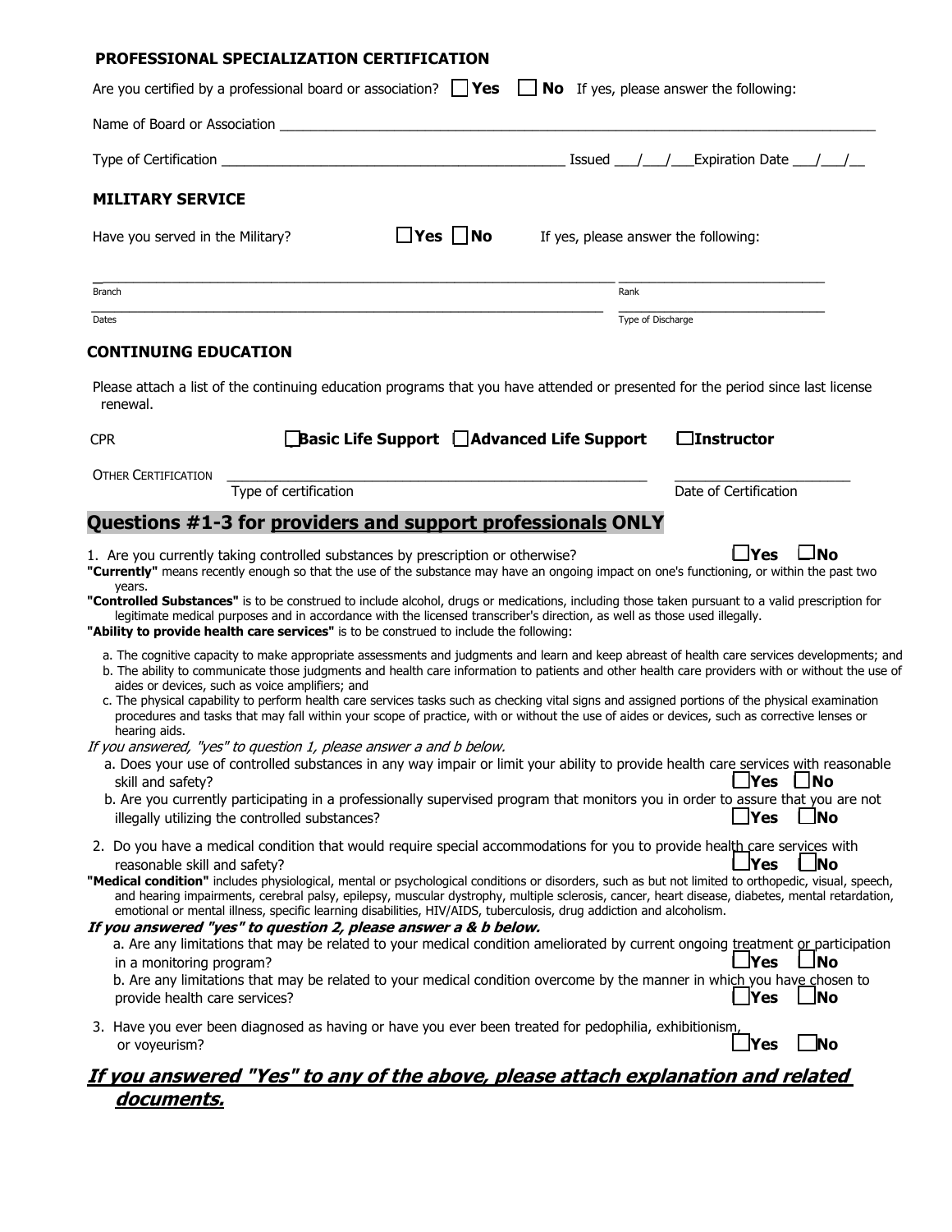## PROFESSIONAL SPECIALIZATION CERTIFICATION

Are you certified by a professional board or association? ☐ **Yes** ☐ **No** If yes, please answer the following:

Name of Board or Association ____________________________________________

Type of Certification ______________________________ Issued ___/___/___ Expiration Date ___/___/__

## MILITARY SERVICE

Have you served in the Military? ☐ **Yes** ☐ **No** If yes, please answer the following:

______________________________ ______________________________
Branch Rank

______________________________ ______________________________
Dates Type of Discharge

## CONTINUING EDUCATION

Please attach a list of the continuing education programs that you have attended or presented for the period since last license renewal.

CPR ☐ **Basic Life Support** ☐ **Advanced Life Support** ☐ **Instructor**

OTHER CERTIFICATION ______________________________ ______________________________
Type of certification Date of Certification

## Questions #1-3 for providers and support professionals ONLY

1. Are you currently taking controlled substances by prescription or otherwise? ☐ **Yes** ☐ **No**

**"Currently"** means recently enough so that the use of the substance may have an ongoing impact on one's functioning, or within the past two years.

**"Controlled Substances"** is to be construed to include alcohol, drugs or medications, including those taken pursuant to a valid prescription for legitimate medical purposes and in accordance with the licensed transcriber's direction, as well as those used illegally.

**"Ability to provide health care services"** is to be construed to include the following:

a. The cognitive capacity to make appropriate assessments and judgments and learn and keep abreast of health care services developments; and
b. The ability to communicate those judgments and health care information to patients and other health care providers with or without the use of aides or devices, such as voice amplifiers; and
c. The physical capability to perform health care services tasks such as checking vital signs and assigned portions of the physical examination procedures and tasks that may fall within your scope of practice, with or without the use of aides or devices, such as corrective lenses or hearing aids.

*If you answered, "yes" to question 1, please answer a and b below.*

a. Does your use of controlled substances in any way impair or limit your ability to provide health care services with reasonable skill and safety? ☐ **Yes** ☐ **No**

b. Are you currently participating in a professionally supervised program that monitors you in order to assure that you are not illegally utilizing the controlled substances? ☐ **Yes** ☐ **No**

2. Do you have a medical condition that would require special accommodations for you to provide health care services with reasonable skill and safety? ☐ **Yes** ☐ **No**

**"Medical condition"** includes physiological, mental or psychological conditions or disorders, such as but not limited to orthopedic, visual, speech, and hearing impairments, cerebral palsy, epilepsy, muscular dystrophy, multiple sclerosis, cancer, heart disease, diabetes, mental retardation, emotional or mental illness, specific learning disabilities, HIV/AIDS, tuberculosis, drug addiction and alcoholism.

***If you answered "yes" to question 2, please answer a & b below.***

a. Are any limitations that may be related to your medical condition ameliorated by current ongoing treatment or participation in a monitoring program? ☐ **Yes** ☐ **No**

b. Are any limitations that may be related to your medical condition overcome by the manner in which you have chosen to provide health care services? ☐ **Yes** ☐ **No**

3. Have you ever been diagnosed as having or have you ever been treated for pedophilia, exhibitionism, or voyeurism? ☐ **Yes** ☐ **No**

## ***If you answered "Yes" to any of the above, please attach explanation and related documents.***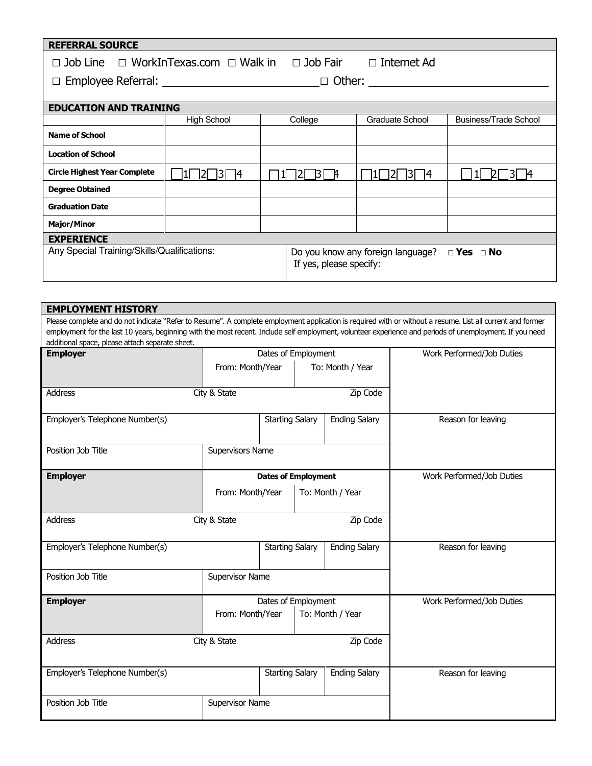## REFERRAL SOURCE

□ Job Line □ WorkInTexas.com □ Walk in □ Job Fair □ Internet Ad

□ Employee Referral: ______________________ □ Other: ______________________

## EDUCATION AND TRAINING

| | High School | College | Graduate School | Business/Trade School |
|---|---|---|---|---|
| **Name of School** | | | | |
| **Location of School** | | | | |
| **Circle Highest Year Complete** | □1 □2 □3 □4 | □1 □2 □3 □4 | □1 □2 □3 □4 | □1 □2 □3 □4 |
| **Degree Obtained** | | | | |
| **Graduation Date** | | | | |
| **Major/Minor** | | | | |

## EXPERIENCE

| Any Special Training/Skills/Qualifications: | Do you know any foreign language? □ **Yes** □ **No**<br>If yes, please specify: |
|---|---|

## EMPLOYMENT HISTORY

Please complete and do not indicate "Refer to Resume". A complete employment application is required with or without a resume. List all current and former employment for the last 10 years, beginning with the most recent. Include self employment, volunteer experience and periods of unemployment. If you need additional space, please attach separate sheet.

| **Employer** | Dates of Employment | | Work Performed/Job Duties |
|---|---|---|---|
| | From: Month/Year | To: Month / Year | |
| Address / City & State / Zip Code | | | |
| Employer's Telephone Number(s) | Starting Salary | Ending Salary | Reason for leaving |
| Position Job Title | Supervisors Name | | |

| **Employer** | **Dates of Employment** | | Work Performed/Job Duties |
|---|---|---|---|
| | From: Month/Year | To: Month / Year | |
| Address / City & State / Zip Code | | | |
| Employer's Telephone Number(s) | Starting Salary | Ending Salary | Reason for leaving |
| Position Job Title | Supervisor Name | | |

| **Employer** | Dates of Employment | | Work Performed/Job Duties |
|---|---|---|---|
| | From: Month/Year | To: Month / Year | |
| Address / City & State / Zip Code | | | |
| Employer's Telephone Number(s) | Starting Salary | Ending Salary | Reason for leaving |
| Position Job Title | Supervisor Name | | |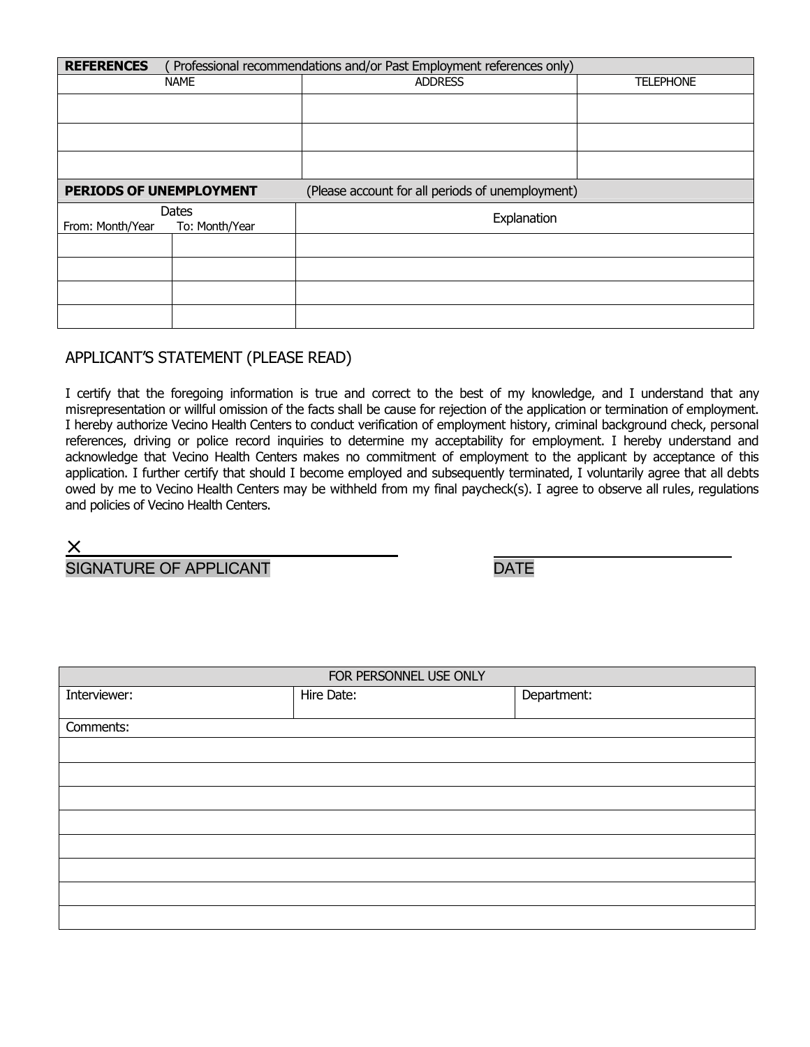| **REFERENCES** ( Professional recommendations and/or Past Employment references only) | | |
|---|---|---|
| NAME | ADDRESS | TELEPHONE |
| | | |
| | | |
| | | |

| **PERIODS OF UNEMPLOYMENT** (Please account for all periods of unemployment) | | |
|---|---|---|
| Dates From: Month/Year | To: Month/Year | Explanation |
| | | |
| | | |
| | | |
| | | |

## APPLICANT'S STATEMENT (PLEASE READ)

I certify that the foregoing information is true and correct to the best of my knowledge, and I understand that any misrepresentation or willful omission of the facts shall be cause for rejection of the application or termination of employment. I hereby authorize Vecino Health Centers to conduct verification of employment history, criminal background check, personal references, driving or police record inquiries to determine my acceptability for employment. I hereby understand and acknowledge that Vecino Health Centers makes no commitment of employment to the applicant by acceptance of this application. I further certify that should I become employed and subsequently terminated, I voluntarily agree that all debts owed by me to Vecino Health Centers may be withheld from my final paycheck(s). I agree to observe all rules, regulations and policies of Vecino Health Centers.

X ______________________________ &nbsp;&nbsp;&nbsp;&nbsp; ______________________________

SIGNATURE OF APPLICANT &nbsp;&nbsp;&nbsp;&nbsp; DATE

| FOR PERSONNEL USE ONLY | | |
|---|---|---|
| Interviewer: | Hire Date: | Department: |
| Comments: | | |
| | | |
| | | |
| | | |
| | | |
| | | |
| | | |
| | | |
| | | |